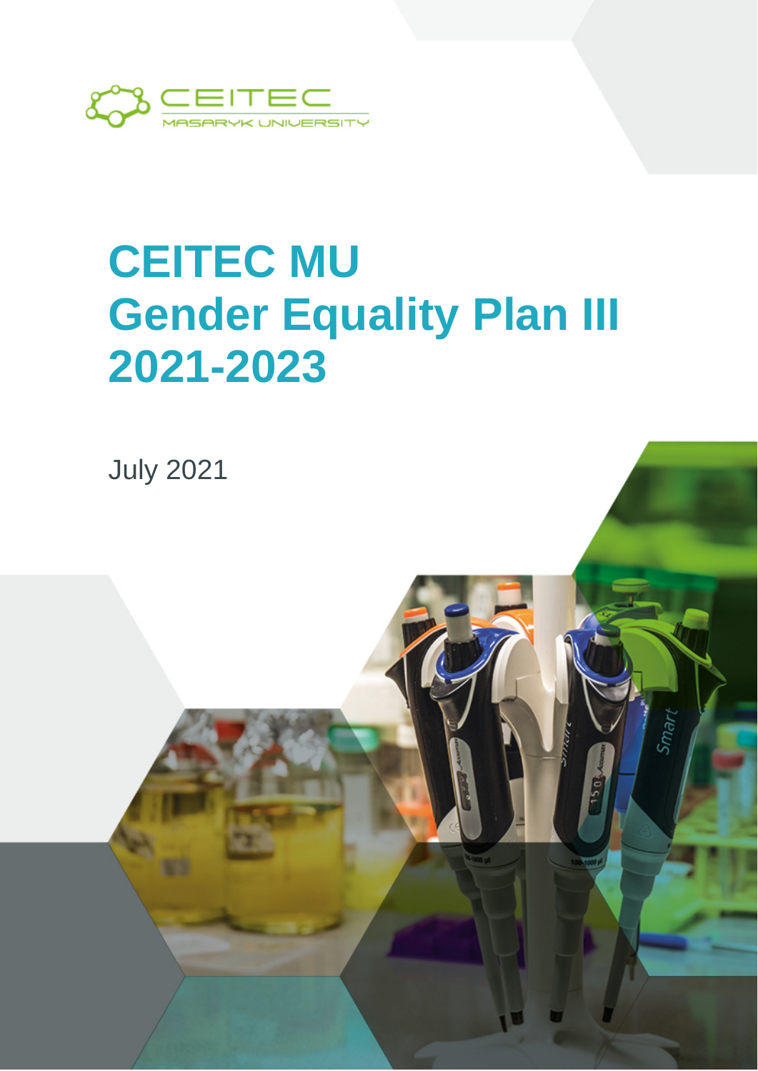CEITEC MASARYK UNIVERSITY

# CEITEC MU Gender Equality Plan III 2021-2023

July 2021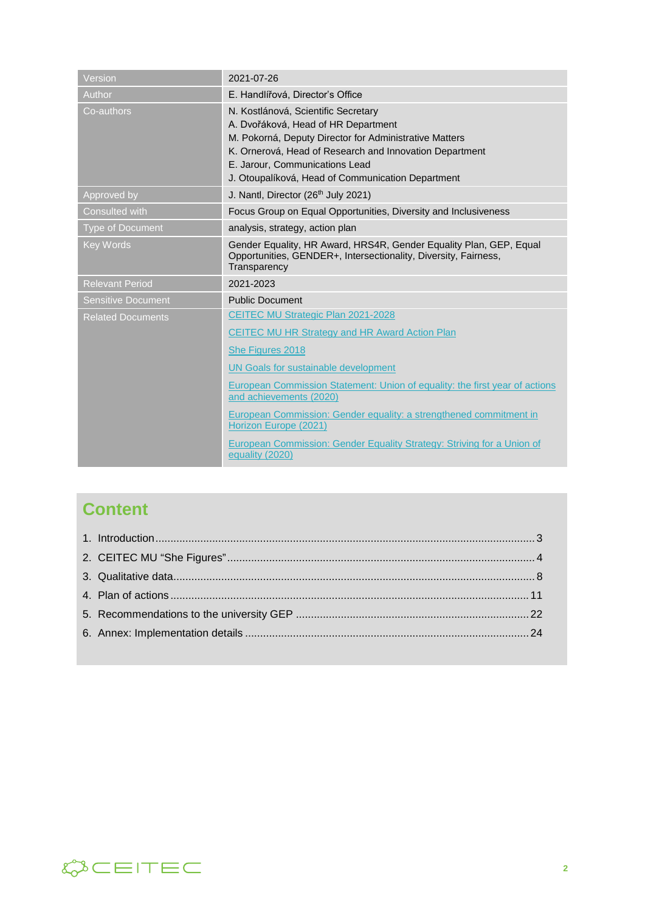| Version | 2021-07-26 |
|---|---|
| Author | E. Handlířová, Director's Office |
| Co-authors | N. Kostlánová, Scientific Secretary<br>A. Dvořáková, Head of HR Department<br>M. Pokorná, Deputy Director for Administrative Matters<br>K. Ornerová, Head of Research and Innovation Department<br>E. Jarour, Communications Lead<br>J. Otoupalíková, Head of Communication Department |
| Approved by | J. Nantl, Director (26th July 2021) |
| Consulted with | Focus Group on Equal Opportunities, Diversity and Inclusiveness |
| Type of Document | analysis, strategy, action plan |
| Key Words | Gender Equality, HR Award, HRS4R, Gender Equality Plan, GEP, Equal Opportunities, GENDER+, Intersectionality, Diversity, Fairness, Transparency |
| Relevant Period | 2021-2023 |
| Sensitive Document | Public Document |
| Related Documents | CEITEC MU Strategic Plan 2021-2028<br>CEITEC MU HR Strategy and HR Award Action Plan<br>She Figures 2018<br>UN Goals for sustainable development<br>European Commission Statement: Union of equality: the first year of actions and achievements (2020)<br>European Commission: Gender equality: a strengthened commitment in Horizon Europe (2021)<br>European Commission: Gender Equality Strategy: Striving for a Union of equality (2020) |

# Content

1. Introduction ..... 3
2. CEITEC MU "She Figures" ..... 4
3. Qualitative data ..... 8
4. Plan of actions ..... 11
5. Recommendations to the university GEP ..... 22
6. Annex: Implementation details ..... 24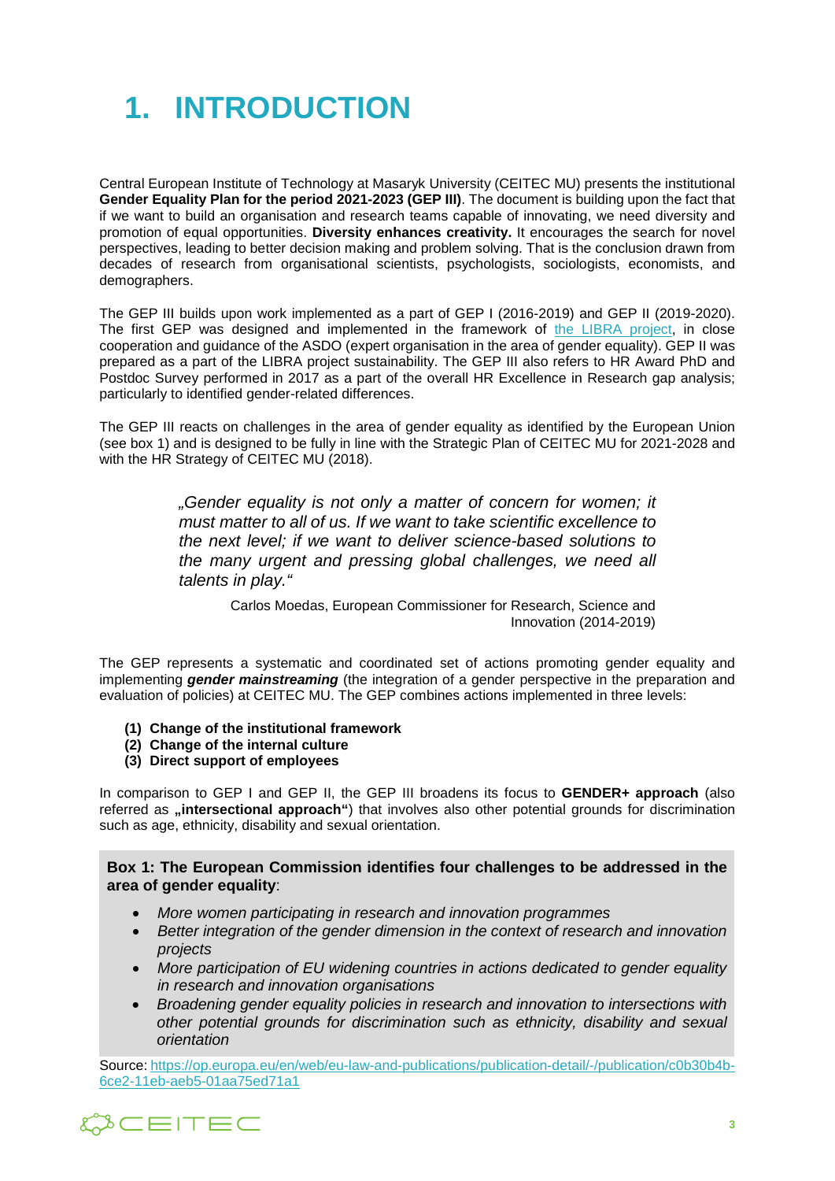# 1. INTRODUCTION

Central European Institute of Technology at Masaryk University (CEITEC MU) presents the institutional **Gender Equality Plan for the period 2021-2023 (GEP III)**. The document is building upon the fact that if we want to build an organisation and research teams capable of innovating, we need diversity and promotion of equal opportunities. **Diversity enhances creativity.** It encourages the search for novel perspectives, leading to better decision making and problem solving. That is the conclusion drawn from decades of research from organisational scientists, psychologists, sociologists, economists, and demographers.

The GEP III builds upon work implemented as a part of GEP I (2016-2019) and GEP II (2019-2020). The first GEP was designed and implemented in the framework of the LIBRA project, in close cooperation and guidance of the ASDO (expert organisation in the area of gender equality). GEP II was prepared as a part of the LIBRA project sustainability. The GEP III also refers to HR Award PhD and Postdoc Survey performed in 2017 as a part of the overall HR Excellence in Research gap analysis; particularly to identified gender-related differences.

The GEP III reacts on challenges in the area of gender equality as identified by the European Union (see box 1) and is designed to be fully in line with the Strategic Plan of CEITEC MU for 2021-2028 and with the HR Strategy of CEITEC MU (2018).

> *„Gender equality is not only a matter of concern for women; it must matter to all of us. If we want to take scientific excellence to the next level; if we want to deliver science-based solutions to the many urgent and pressing global challenges, we need all talents in play."*
>
> Carlos Moedas, European Commissioner for Research, Science and Innovation (2014-2019)

The GEP represents a systematic and coordinated set of actions promoting gender equality and implementing ***gender mainstreaming*** (the integration of a gender perspective in the preparation and evaluation of policies) at CEITEC MU. The GEP combines actions implemented in three levels:

**(1) Change of the institutional framework**
**(2) Change of the internal culture**
**(3) Direct support of employees**

In comparison to GEP I and GEP II, the GEP III broadens its focus to **GENDER+ approach** (also referred as **„intersectional approach"**) that involves also other potential grounds for discrimination such as age, ethnicity, disability and sexual orientation.

**Box 1: The European Commission identifies four challenges to be addressed in the area of gender equality**:

- *More women participating in research and innovation programmes*
- *Better integration of the gender dimension in the context of research and innovation projects*
- *More participation of EU widening countries in actions dedicated to gender equality in research and innovation organisations*
- *Broadening gender equality policies in research and innovation to intersections with other potential grounds for discrimination such as ethnicity, disability and sexual orientation*

Source: https://op.europa.eu/en/web/eu-law-and-publications/publication-detail/-/publication/c0b30b4b-6ce2-11eb-aeb5-01aa75ed71a1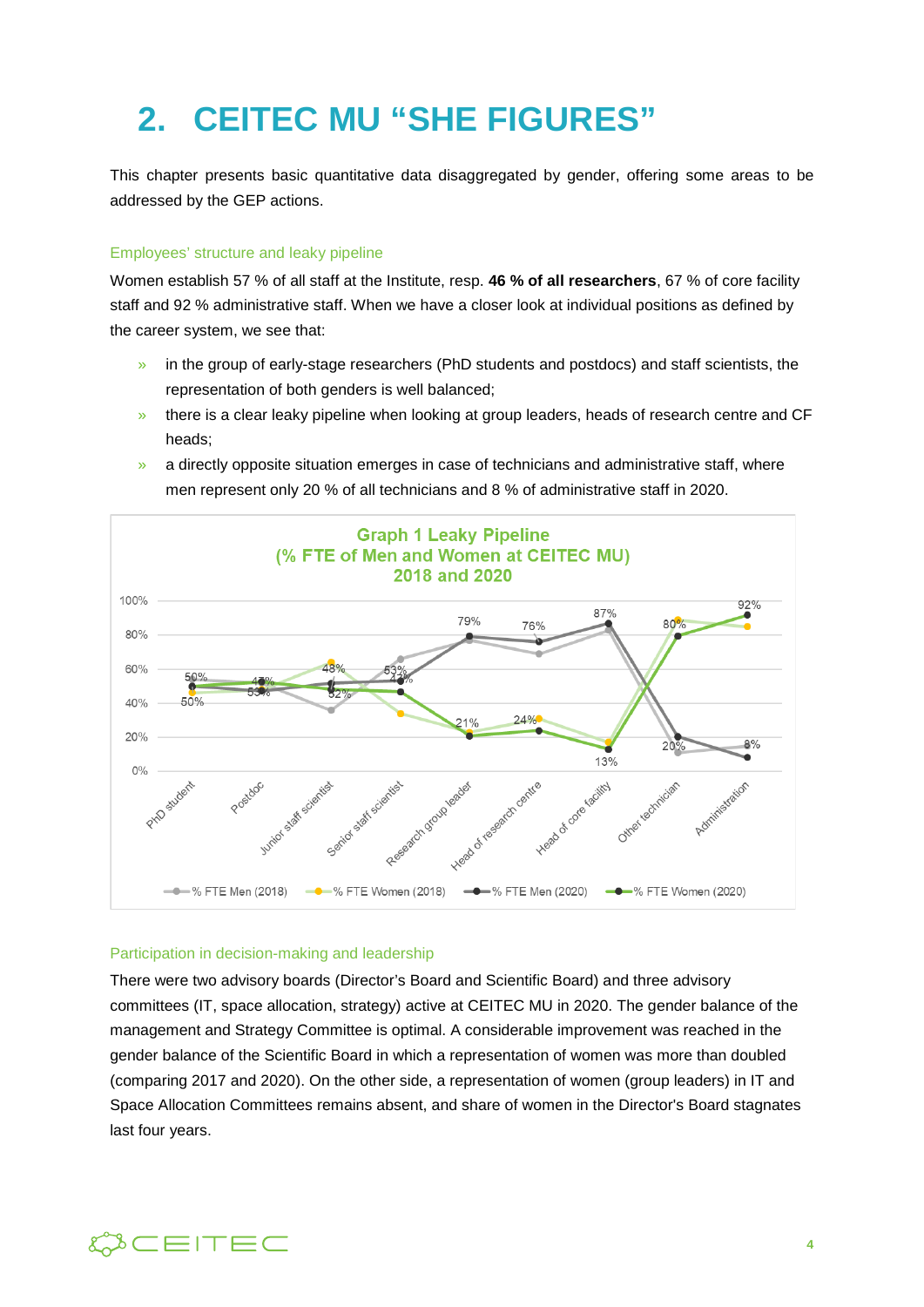# 2. CEITEC MU "SHE FIGURES"

This chapter presents basic quantitative data disaggregated by gender, offering some areas to be addressed by the GEP actions.

### Employees' structure and leaky pipeline

Women establish 57 % of all staff at the Institute, resp. **46 % of all researchers**, 67 % of core facility staff and 92 % administrative staff. When we have a closer look at individual positions as defined by the career system, we see that:

- in the group of early-stage researchers (PhD students and postdocs) and staff scientists, the representation of both genders is well balanced;
- there is a clear leaky pipeline when looking at group leaders, heads of research centre and CF heads;
- a directly opposite situation emerges in case of technicians and administrative staff, where men represent only 20 % of all technicians and 8 % of administrative staff in 2020.

**Graph 1 Leaky Pipeline (% FTE of Men and Women at CEITEC MU) 2018 and 2020**

### Participation in decision-making and leadership

There were two advisory boards (Director's Board and Scientific Board) and three advisory committees (IT, space allocation, strategy) active at CEITEC MU in 2020. The gender balance of the management and Strategy Committee is optimal. A considerable improvement was reached in the gender balance of the Scientific Board in which a representation of women was more than doubled (comparing 2017 and 2020). On the other side, a representation of women (group leaders) in IT and Space Allocation Committees remains absent, and share of women in the Director's Board stagnates last four years.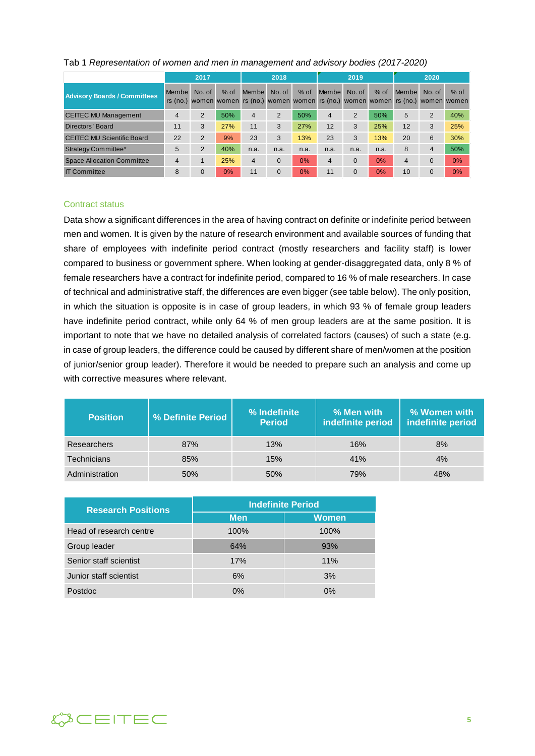Tab 1 *Representation of women and men in management and advisory bodies (2017-2020)*

| Advisory Boards / Committees | 2017 | | | 2018 | | | 2019 | | | 2020 | | |
|---|---|---|---|---|---|---|---|---|---|---|---|---|
| | Members (no.) | No. of women | % of women | Members (no.) | No. of women | % of women | Members (no.) | No. of women | % of women | Members (no.) | No. of women | % of women |
| CEITEC MU Management | 4 | 2 | 50% | 4 | 2 | 50% | 4 | 2 | 50% | 5 | 2 | 40% |
| Directors' Board | 11 | 3 | 27% | 11 | 3 | 27% | 12 | 3 | 25% | 12 | 3 | 25% |
| CEITEC MU Scientific Board | 22 | 2 | 9% | 23 | 3 | 13% | 23 | 3 | 13% | 20 | 6 | 30% |
| Strategy Committee* | 5 | 2 | 40% | n.a. | n.a. | n.a. | n.a. | n.a. | n.a. | 8 | 4 | 50% |
| Space Allocation Committee | 4 | 1 | 25% | 4 | 0 | 0% | 4 | 0 | 0% | 4 | 0 | 0% |
| IT Committee | 8 | 0 | 0% | 11 | 0 | 0% | 11 | 0 | 0% | 10 | 0 | 0% |

### Contract status

Data show a significant differences in the area of having contract on definite or indefinite period between men and women. It is given by the nature of research environment and available sources of funding that share of employees with indefinite period contract (mostly researchers and facility staff) is lower compared to business or government sphere. When looking at gender-disaggregated data, only 8 % of female researchers have a contract for indefinite period, compared to 16 % of male researchers. In case of technical and administrative staff, the differences are even bigger (see table below). The only position, in which the situation is opposite is in case of group leaders, in which 93 % of female group leaders have indefinite period contract, while only 64 % of men group leaders are at the same position. It is important to note that we have no detailed analysis of correlated factors (causes) of such a state (e.g. in case of group leaders, the difference could be caused by different share of men/women at the position of junior/senior group leader). Therefore it would be needed to prepare such an analysis and come up with corrective measures where relevant.

| Position | % Definite Period | % Indefinite Period | % Men with indefinite period | % Women with indefinite period |
|---|---|---|---|---|
| Researchers | 87% | 13% | 16% | 8% |
| Technicians | 85% | 15% | 41% | 4% |
| Administration | 50% | 50% | 79% | 48% |

| Research Positions | Indefinite Period | |
|---|---|---|
| | Men | Women |
| Head of research centre | 100% | 100% |
| Group leader | 64% | 93% |
| Senior staff scientist | 17% | 11% |
| Junior staff scientist | 6% | 3% |
| Postdoc | 0% | 0% |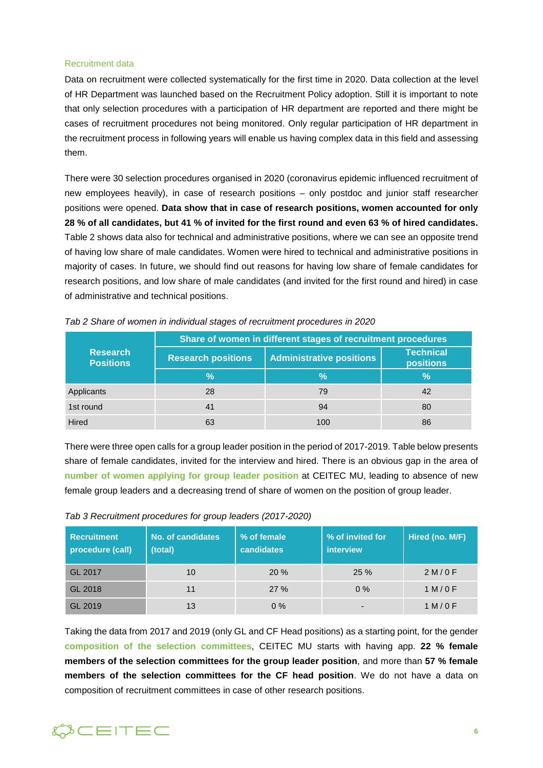### Recruitment data

Data on recruitment were collected systematically for the first time in 2020. Data collection at the level of HR Department was launched based on the Recruitment Policy adoption. Still it is important to note that only selection procedures with a participation of HR department are reported and there might be cases of recruitment procedures not being monitored. Only regular participation of HR department in the recruitment process in following years will enable us having complex data in this field and assessing them.

There were 30 selection procedures organised in 2020 (coronavirus epidemic influenced recruitment of new employees heavily), in case of research positions – only postdoc and junior staff researcher positions were opened. **Data show that in case of research positions, women accounted for only 28 % of all candidates, but 41 % of invited for the first round and even 63 % of hired candidates.** Table 2 shows data also for technical and administrative positions, where we can see an opposite trend of having low share of male candidates. Women were hired to technical and administrative positions in majority of cases. In future, we should find out reasons for having low share of female candidates for research positions, and low share of male candidates (and invited for the first round and hired) in case of administrative and technical positions.

*Tab 2 Share of women in individual stages of recruitment procedures in 2020*

| Research Positions | Share of women in different stages of recruitment procedures | | |
|---|---|---|---|
| | Research positions | Administrative positions | Technical positions |
| | % | % | % |
| Applicants | 28 | 79 | 42 |
| 1st round | 41 | 94 | 80 |
| Hired | 63 | 100 | 86 |

There were three open calls for a group leader position in the period of 2017-2019. Table below presents share of female candidates, invited for the interview and hired. There is an obvious gap in the area of **number of women applying for group leader position** at CEITEC MU, leading to absence of new female group leaders and a decreasing trend of share of women on the position of group leader.

*Tab 3 Recruitment procedures for group leaders (2017-2020)*

| Recruitment procedure (call) | No. of candidates (total) | % of female candidates | % of invited for interview | Hired (no. M/F) |
|---|---|---|---|---|
| GL 2017 | 10 | 20 % | 25 % | 2 M / 0 F |
| GL 2018 | 11 | 27 % | 0 % | 1 M / 0 F |
| GL 2019 | 13 | 0 % | - | 1 M / 0 F |

Taking the data from 2017 and 2019 (only GL and CF Head positions) as a starting point, for the gender **composition of the selection committees**, CEITEC MU starts with having app. **22 % female members of the selection committees for the group leader position**, and more than **57 % female members of the selection committees for the CF head position**. We do not have a data on composition of recruitment committees in case of other research positions.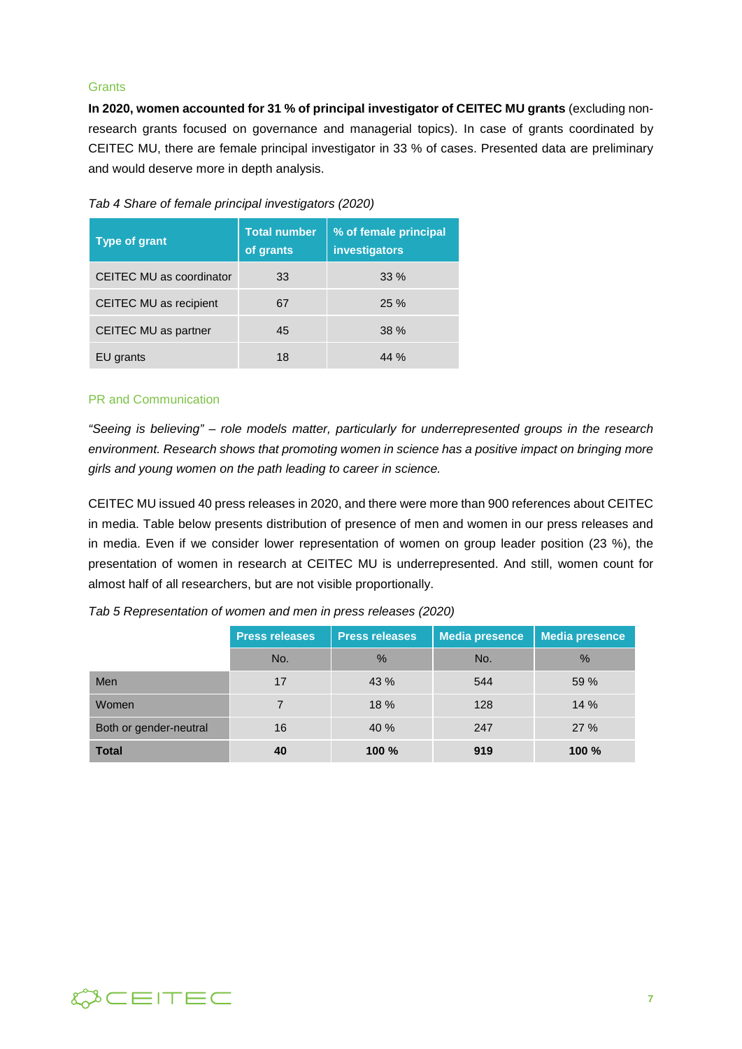### Grants

**In 2020, women accounted for 31 % of principal investigator of CEITEC MU grants** (excluding non-research grants focused on governance and managerial topics). In case of grants coordinated by CEITEC MU, there are female principal investigator in 33 % of cases. Presented data are preliminary and would deserve more in depth analysis.

*Tab 4 Share of female principal investigators (2020)*

| Type of grant | Total number of grants | % of female principal investigators |
|---|---|---|
| CEITEC MU as coordinator | 33 | 33 % |
| CEITEC MU as recipient | 67 | 25 % |
| CEITEC MU as partner | 45 | 38 % |
| EU grants | 18 | 44 % |

### PR and Communication

*"Seeing is believing" – role models matter, particularly for underrepresented groups in the research environment. Research shows that promoting women in science has a positive impact on bringing more girls and young women on the path leading to career in science.*

CEITEC MU issued 40 press releases in 2020, and there were more than 900 references about CEITEC in media. Table below presents distribution of presence of men and women in our press releases and in media. Even if we consider lower representation of women on group leader position (23 %), the presentation of women in research at CEITEC MU is underrepresented. And still, women count for almost half of all researchers, but are not visible proportionally.

*Tab 5 Representation of women and men in press releases (2020)*

| | Press releases | Press releases | Media presence | Media presence |
|---|---|---|---|---|
| | No. | % | No. | % |
| Men | 17 | 43 % | 544 | 59 % |
| Women | 7 | 18 % | 128 | 14 % |
| Both or gender-neutral | 16 | 40 % | 247 | 27 % |
| **Total** | **40** | **100 %** | **919** | **100 %** |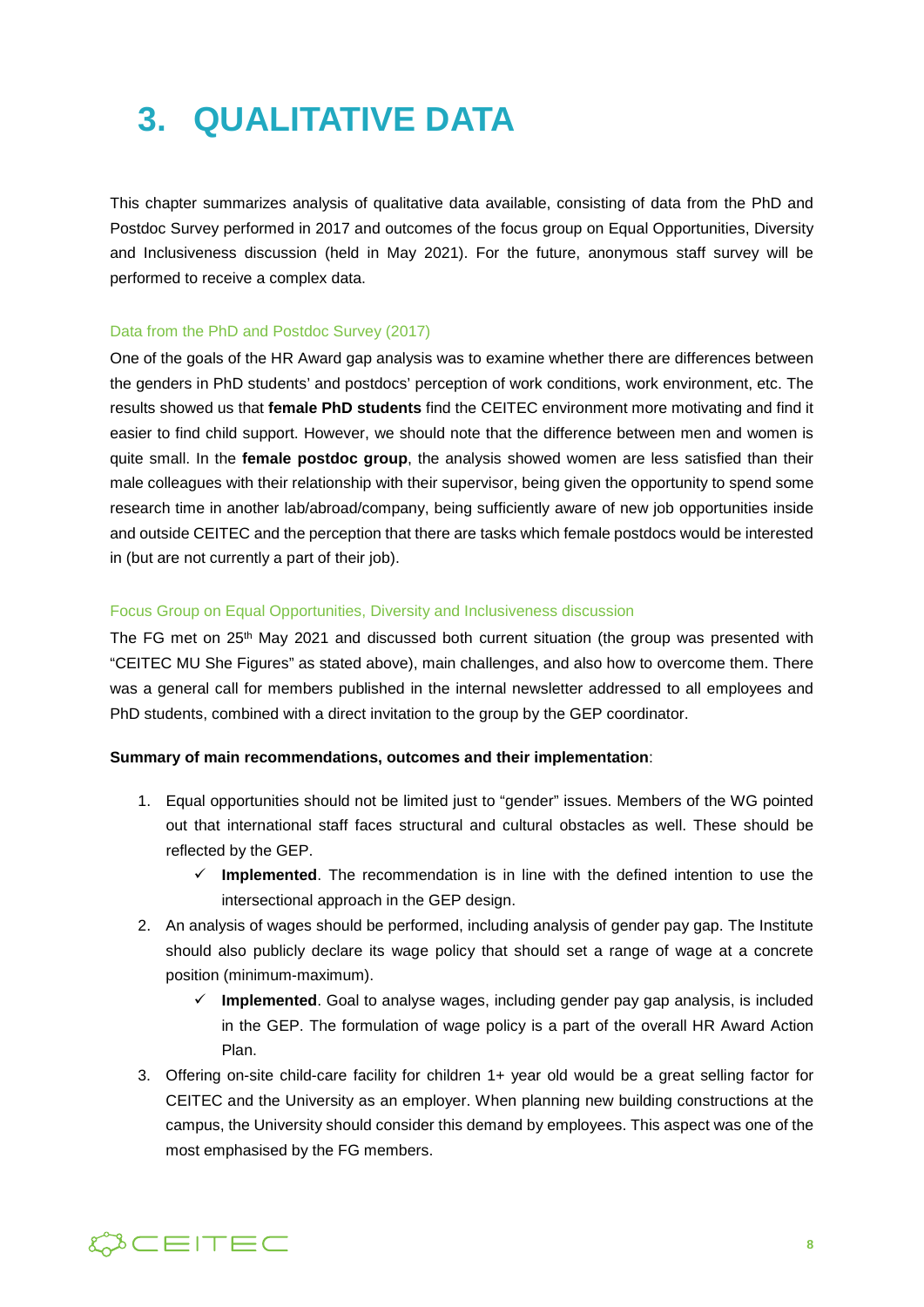# 3. QUALITATIVE DATA

This chapter summarizes analysis of qualitative data available, consisting of data from the PhD and Postdoc Survey performed in 2017 and outcomes of the focus group on Equal Opportunities, Diversity and Inclusiveness discussion (held in May 2021). For the future, anonymous staff survey will be performed to receive a complex data.

### Data from the PhD and Postdoc Survey (2017)

One of the goals of the HR Award gap analysis was to examine whether there are differences between the genders in PhD students' and postdocs' perception of work conditions, work environment, etc. The results showed us that **female PhD students** find the CEITEC environment more motivating and find it easier to find child support. However, we should note that the difference between men and women is quite small. In the **female postdoc group**, the analysis showed women are less satisfied than their male colleagues with their relationship with their supervisor, being given the opportunity to spend some research time in another lab/abroad/company, being sufficiently aware of new job opportunities inside and outside CEITEC and the perception that there are tasks which female postdocs would be interested in (but are not currently a part of their job).

### Focus Group on Equal Opportunities, Diversity and Inclusiveness discussion

The FG met on 25th May 2021 and discussed both current situation (the group was presented with "CEITEC MU She Figures" as stated above), main challenges, and also how to overcome them. There was a general call for members published in the internal newsletter addressed to all employees and PhD students, combined with a direct invitation to the group by the GEP coordinator.

**Summary of main recommendations, outcomes and their implementation**:

1. Equal opportunities should not be limited just to "gender" issues. Members of the WG pointed out that international staff faces structural and cultural obstacles as well. These should be reflected by the GEP.
   - ✓ **Implemented**. The recommendation is in line with the defined intention to use the intersectional approach in the GEP design.
2. An analysis of wages should be performed, including analysis of gender pay gap. The Institute should also publicly declare its wage policy that should set a range of wage at a concrete position (minimum-maximum).
   - ✓ **Implemented**. Goal to analyse wages, including gender pay gap analysis, is included in the GEP. The formulation of wage policy is a part of the overall HR Award Action Plan.
3. Offering on-site child-care facility for children 1+ year old would be a great selling factor for CEITEC and the University as an employer. When planning new building constructions at the campus, the University should consider this demand by employees. This aspect was one of the most emphasised by the FG members.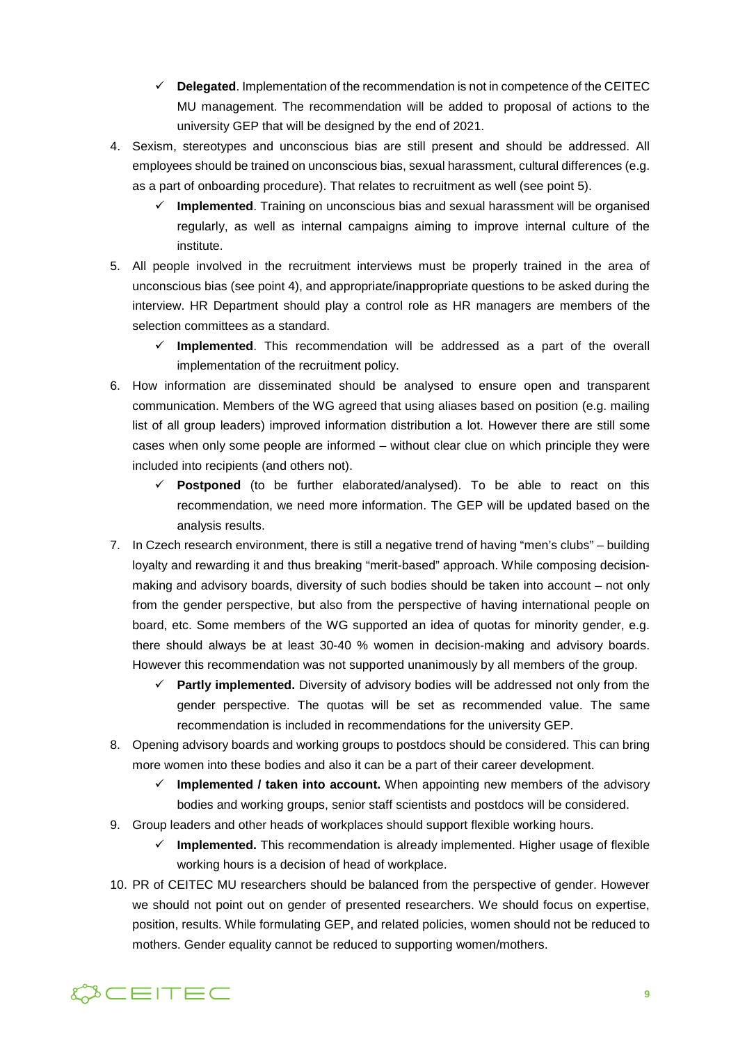- ✓ **Delegated**. Implementation of the recommendation is not in competence of the CEITEC MU management. The recommendation will be added to proposal of actions to the university GEP that will be designed by the end of 2021.

4. Sexism, stereotypes and unconscious bias are still present and should be addressed. All employees should be trained on unconscious bias, sexual harassment, cultural differences (e.g. as a part of onboarding procedure). That relates to recruitment as well (see point 5).
   - ✓ **Implemented**. Training on unconscious bias and sexual harassment will be organised regularly, as well as internal campaigns aiming to improve internal culture of the institute.
5. All people involved in the recruitment interviews must be properly trained in the area of unconscious bias (see point 4), and appropriate/inappropriate questions to be asked during the interview. HR Department should play a control role as HR managers are members of the selection committees as a standard.
   - ✓ **Implemented**. This recommendation will be addressed as a part of the overall implementation of the recruitment policy.
6. How information are disseminated should be analysed to ensure open and transparent communication. Members of the WG agreed that using aliases based on position (e.g. mailing list of all group leaders) improved information distribution a lot. However there are still some cases when only some people are informed – without clear clue on which principle they were included into recipients (and others not).
   - ✓ **Postponed** (to be further elaborated/analysed). To be able to react on this recommendation, we need more information. The GEP will be updated based on the analysis results.
7. In Czech research environment, there is still a negative trend of having "men's clubs" – building loyalty and rewarding it and thus breaking "merit-based" approach. While composing decision-making and advisory boards, diversity of such bodies should be taken into account – not only from the gender perspective, but also from the perspective of having international people on board, etc. Some members of the WG supported an idea of quotas for minority gender, e.g. there should always be at least 30-40 % women in decision-making and advisory boards. However this recommendation was not supported unanimously by all members of the group.
   - ✓ **Partly implemented.** Diversity of advisory bodies will be addressed not only from the gender perspective. The quotas will be set as recommended value. The same recommendation is included in recommendations for the university GEP.
8. Opening advisory boards and working groups to postdocs should be considered. This can bring more women into these bodies and also it can be a part of their career development.
   - ✓ **Implemented / taken into account.** When appointing new members of the advisory bodies and working groups, senior staff scientists and postdocs will be considered.
9. Group leaders and other heads of workplaces should support flexible working hours.
   - ✓ **Implemented.** This recommendation is already implemented. Higher usage of flexible working hours is a decision of head of workplace.
10. PR of CEITEC MU researchers should be balanced from the perspective of gender. However we should not point out on gender of presented researchers. We should focus on expertise, position, results. While formulating GEP, and related policies, women should not be reduced to mothers. Gender equality cannot be reduced to supporting women/mothers.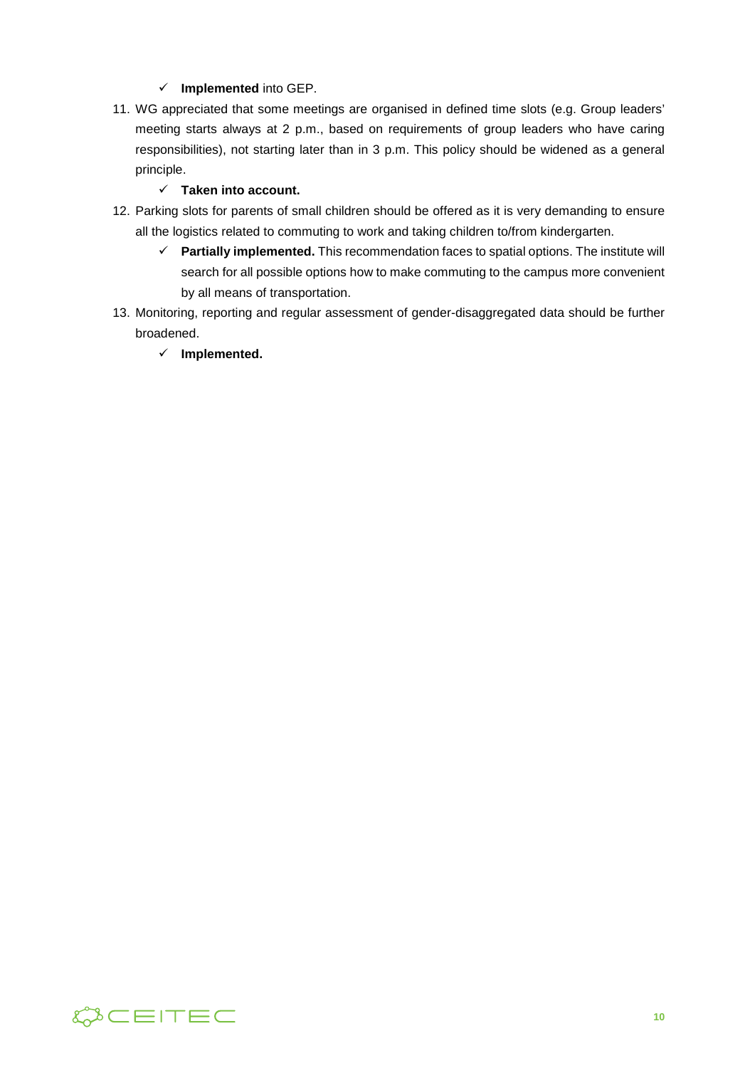- ✓ **Implemented** into GEP.

11. WG appreciated that some meetings are organised in defined time slots (e.g. Group leaders' meeting starts always at 2 p.m., based on requirements of group leaders who have caring responsibilities), not starting later than in 3 p.m. This policy should be widened as a general principle.
    - ✓ **Taken into account.**
12. Parking slots for parents of small children should be offered as it is very demanding to ensure all the logistics related to commuting to work and taking children to/from kindergarten.
    - ✓ **Partially implemented.** This recommendation faces to spatial options. The institute will search for all possible options how to make commuting to the campus more convenient by all means of transportation.
13. Monitoring, reporting and regular assessment of gender-disaggregated data should be further broadened.
    - ✓ **Implemented.**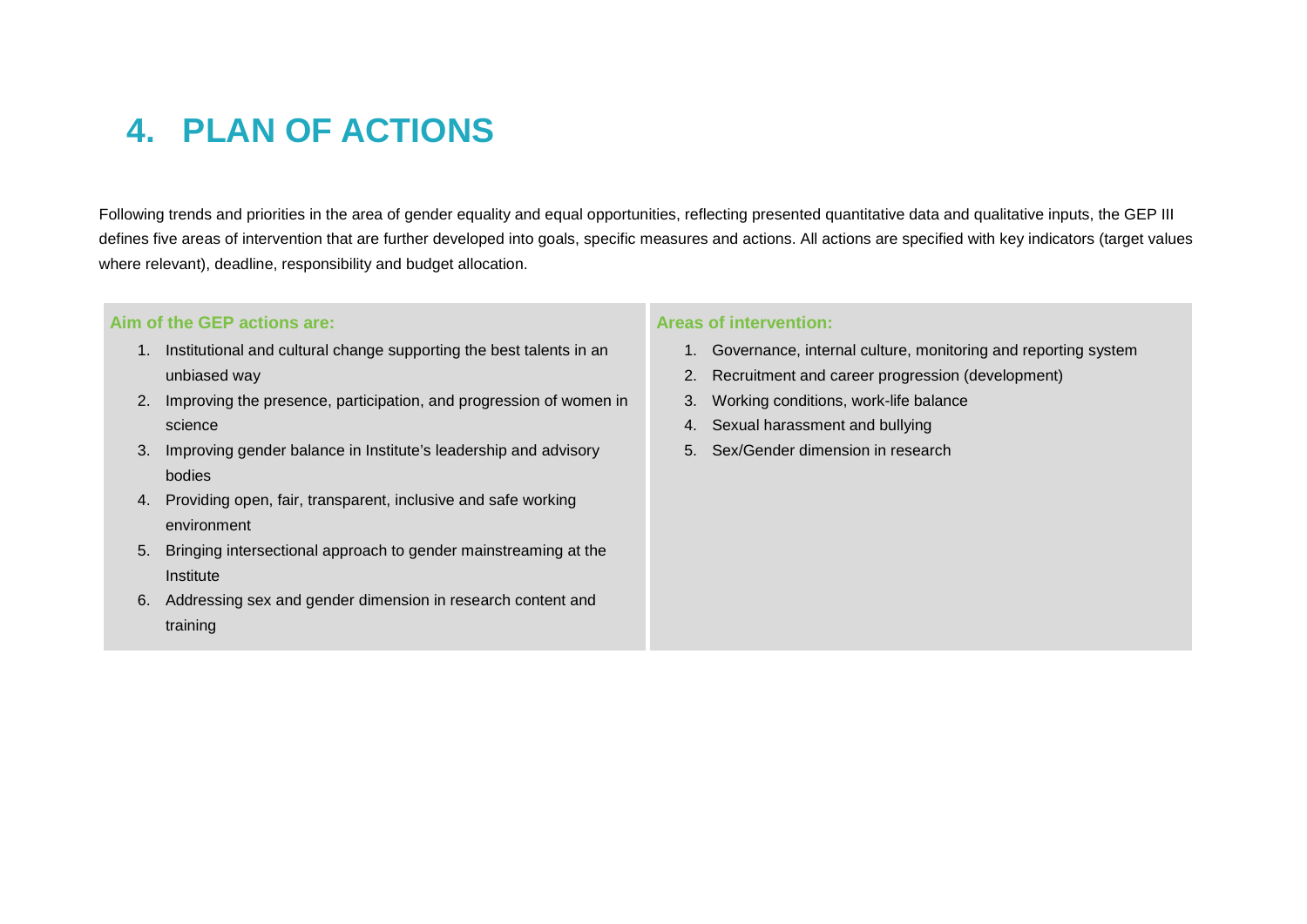# 4. PLAN OF ACTIONS

Following trends and priorities in the area of gender equality and equal opportunities, reflecting presented quantitative data and qualitative inputs, the GEP III defines five areas of intervention that are further developed into goals, specific measures and actions. All actions are specified with key indicators (target values where relevant), deadline, responsibility and budget allocation.

**Aim of the GEP actions are:**

1. Institutional and cultural change supporting the best talents in an unbiased way
2. Improving the presence, participation, and progression of women in science
3. Improving gender balance in Institute's leadership and advisory bodies
4. Providing open, fair, transparent, inclusive and safe working environment
5. Bringing intersectional approach to gender mainstreaming at the Institute
6. Addressing sex and gender dimension in research content and training

**Areas of intervention:**

1. Governance, internal culture, monitoring and reporting system
2. Recruitment and career progression (development)
3. Working conditions, work-life balance
4. Sexual harassment and bullying
5. Sex/Gender dimension in research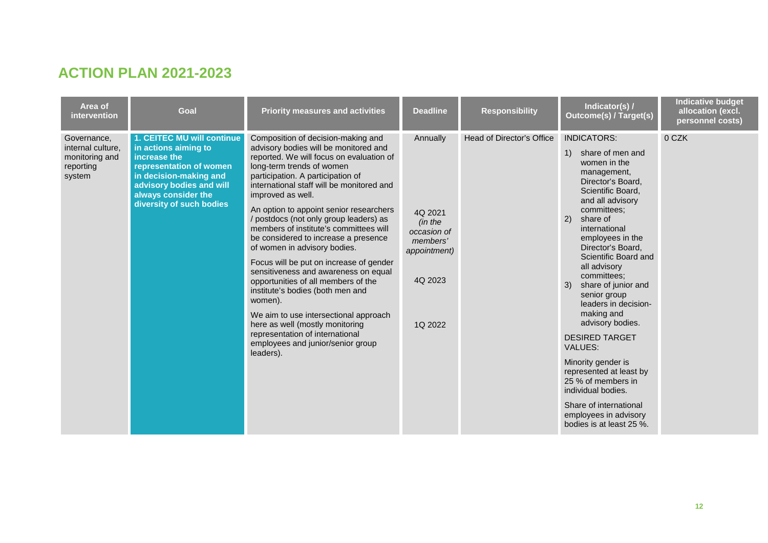## ACTION PLAN 2021-2023

| Area of intervention | Goal | Priority measures and activities | Deadline | Responsibility | Indicator(s) / Outcome(s) / Target(s) | Indicative budget allocation (excl. personnel costs) |
|---|---|---|---|---|---|---|
| Governance, internal culture, monitoring and reporting system | **1. CEITEC MU will continue in actions aiming to increase the representation of women in decision-making and advisory bodies and will always consider the diversity of such bodies** | Composition of decision-making and advisory bodies will be monitored and reported. We will focus on evaluation of long-term trends of women participation. A participation of international staff will be monitored and improved as well.<br><br>An option to appoint senior researchers / postdocs (not only group leaders) as members of institute's committees will be considered to increase a presence of women in advisory bodies.<br><br>Focus will be put on increase of gender sensitiveness and awareness on equal opportunities of all members of the institute's bodies (both men and women).<br><br>We aim to use intersectional approach here as well (mostly monitoring representation of international employees and junior/senior group leaders). | Annually<br><br>4Q 2021 *(in the occasion of members' appointment)*<br><br>4Q 2023<br><br>1Q 2022 | Head of Director's Office | INDICATORS:<br>1) share of men and women in the management, Director's Board, Scientific Board, and all advisory committees;<br>2) share of international employees in the Director's Board, Scientific Board and all advisory committees;<br>3) share of junior and senior group leaders in decision-making and advisory bodies.<br><br>DESIRED TARGET VALUES:<br><br>Minority gender is represented at least by 25 % of members in individual bodies.<br><br>Share of international employees in advisory bodies is at least 25 %. | 0 CZK |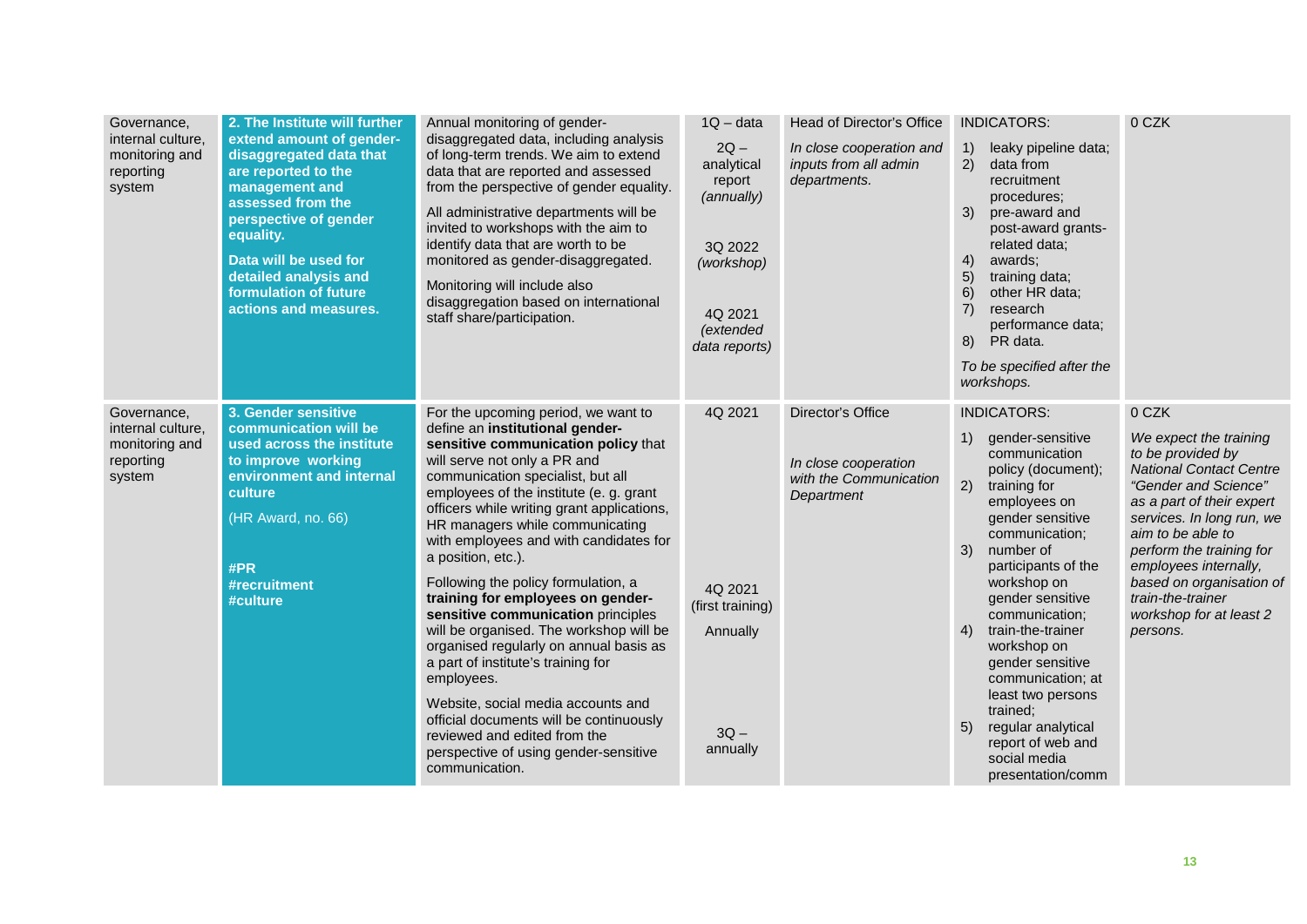| | | | | | | |
|---|---|---|---|---|---|---|
| Governance, internal culture, monitoring and reporting system | **2. The Institute will further extend amount of gender-disaggregated data that are reported to the management and assessed from the perspective of gender equality.**<br><br>**Data will be used for detailed analysis and formulation of future actions and measures.** | Annual monitoring of gender-disaggregated data, including analysis of long-term trends. We aim to extend data that are reported and assessed from the perspective of gender equality.<br><br>All administrative departments will be invited to workshops with the aim to identify data that are worth to be monitored as gender-disaggregated.<br><br>Monitoring will include also disaggregation based on international staff share/participation. | 1Q – data<br><br>2Q – analytical report *(annually)*<br><br>3Q 2022 *(workshop)*<br><br>4Q 2021 *(extended data reports)* | Head of Director's Office<br><br>*In close cooperation and inputs from all admin departments.* | INDICATORS:<br><br>1) leaky pipeline data;<br>2) data from recruitment procedures;<br>3) pre-award and post-award grants-related data;<br>4) awards;<br>5) training data;<br>6) other HR data;<br>7) research performance data;<br>8) PR data.<br><br>*To be specified after the workshops.* | 0 CZK |
| Governance, internal culture, monitoring and reporting system | **3. Gender sensitive communication will be used across the institute to improve working environment and internal culture**<br><br>(HR Award, no. 66)<br><br>**#PR**<br>**#recruitment**<br>**#culture** | For the upcoming period, we want to define an **institutional gender-sensitive communication policy** that will serve not only a PR and communication specialist, but all employees of the institute (e. g. grant officers while writing grant applications, HR managers while communicating with employees and with candidates for a position, etc.).<br><br>Following the policy formulation, a **training for employees on gender-sensitive communication** principles will be organised. The workshop will be organised regularly on annual basis as a part of institute's training for employees.<br><br>Website, social media accounts and official documents will be continuously reviewed and edited from the perspective of using gender-sensitive communication. | 4Q 2021<br><br>4Q 2021 (first training)<br><br>Annually<br><br>3Q – annually | Director's Office<br><br>*In close cooperation with the Communication Department* | INDICATORS:<br><br>1) gender-sensitive communication policy (document);<br>2) training for employees on gender sensitive communication;<br>3) number of participants of the workshop on gender sensitive communication;<br>4) train-the-trainer workshop on gender sensitive communication; at least two persons trained;<br>5) regular analytical report of web and social media presentation/comm | 0 CZK<br><br>*We expect the training to be provided by National Contact Centre "Gender and Science" as a part of their expert services. In long run, we aim to be able to perform the training for employees internally, based on organisation of train-the-trainer workshop for at least 2 persons.* |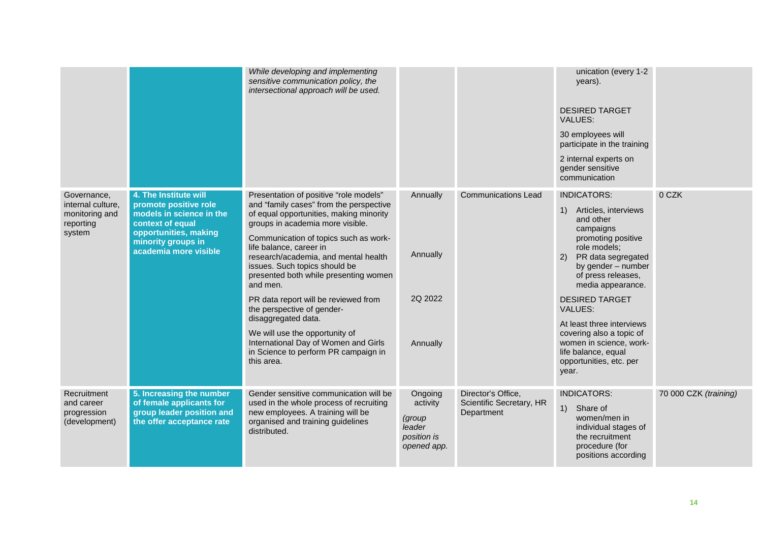| | | | | | | |
|---|---|---|---|---|---|---|
| | | *While developing and implementing sensitive communication policy, the intersectional approach will be used.* | | | unication (every 1-2 years).<br><br>DESIRED TARGET VALUES:<br><br>30 employees will participate in the training<br><br>2 internal experts on gender sensitive communication | |
| Governance, internal culture, monitoring and reporting system | **4. The Institute will promote positive role models in science in the context of equal opportunities, making minority groups in academia more visible** | Presentation of positive "role models" and "family cases" from the perspective of equal opportunities, making minority groups in academia more visible.<br><br>Communication of topics such as work-life balance, career in research/academia, and mental health issues. Such topics should be presented both while presenting women and men.<br><br>PR data report will be reviewed from the perspective of gender-disaggregated data.<br><br>We will use the opportunity of International Day of Women and Girls in Science to perform PR campaign in this area. | Annually<br><br>Annually<br><br>2Q 2022<br><br>Annually | Communications Lead | INDICATORS:<br><br>1) Articles, interviews and other campaigns promoting positive role models;<br>2) PR data segregated by gender – number of press releases, media appearance.<br><br>DESIRED TARGET VALUES:<br><br>At least three interviews covering also a topic of women in science, work-life balance, equal opportunities, etc. per year. | 0 CZK |
| Recruitment and career progression (development) | **5. Increasing the number of female applicants for group leader position and the offer acceptance rate** | Gender sensitive communication will be used in the whole process of recruiting new employees. A training will be organised and training guidelines distributed. | Ongoing activity<br><br>*(group leader position is opened app.* | Director's Office, Scientific Secretary, HR Department | INDICATORS:<br><br>1) Share of women/men in individual stages of the recruitment procedure (for positions according | 70 000 CZK *(training)* |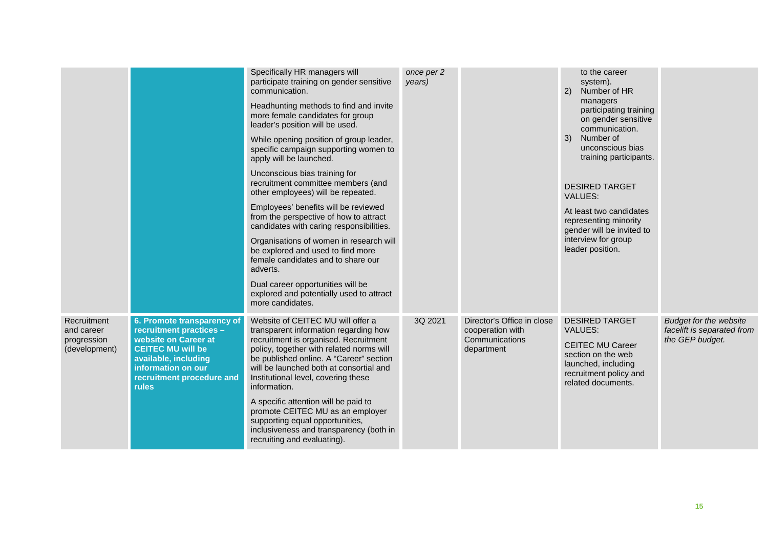| | | | | | | |
|---|---|---|---|---|---|---|
| | | Specifically HR managers will participate training on gender sensitive communication.<br><br>Headhunting methods to find and invite more female candidates for group leader's position will be used.<br><br>While opening position of group leader, specific campaign supporting women to apply will be launched.<br><br>Unconscious bias training for recruitment committee members (and other employees) will be repeated.<br><br>Employees' benefits will be reviewed from the perspective of how to attract candidates with caring responsibilities.<br><br>Organisations of women in research will be explored and used to find more female candidates and to share our adverts.<br><br>Dual career opportunities will be explored and potentially used to attract more candidates. | *once per 2 years)* | | to the career system).<br>2) Number of HR managers participating training on gender sensitive communication.<br>3) Number of unconscious bias training participants.<br><br>DESIRED TARGET VALUES:<br><br>At least two candidates representing minority gender will be invited to interview for group leader position. | |
| Recruitment and career progression (development) | **6. Promote transparency of recruitment practices – website on Career at CEITEC MU will be available, including information on our recruitment procedure and rules** | Website of CEITEC MU will offer a transparent information regarding how recruitment is organised. Recruitment policy, together with related norms will be published online. A "Career" section will be launched both at consortial and Institutional level, covering these information.<br><br>A specific attention will be paid to promote CEITEC MU as an employer supporting equal opportunities, inclusiveness and transparency (both in recruiting and evaluating). | 3Q 2021 | Director's Office in close cooperation with Communications department | DESIRED TARGET VALUES:<br><br>CEITEC MU Career section on the web launched, including recruitment policy and related documents. | *Budget for the website facelift is separated from the GEP budget.* |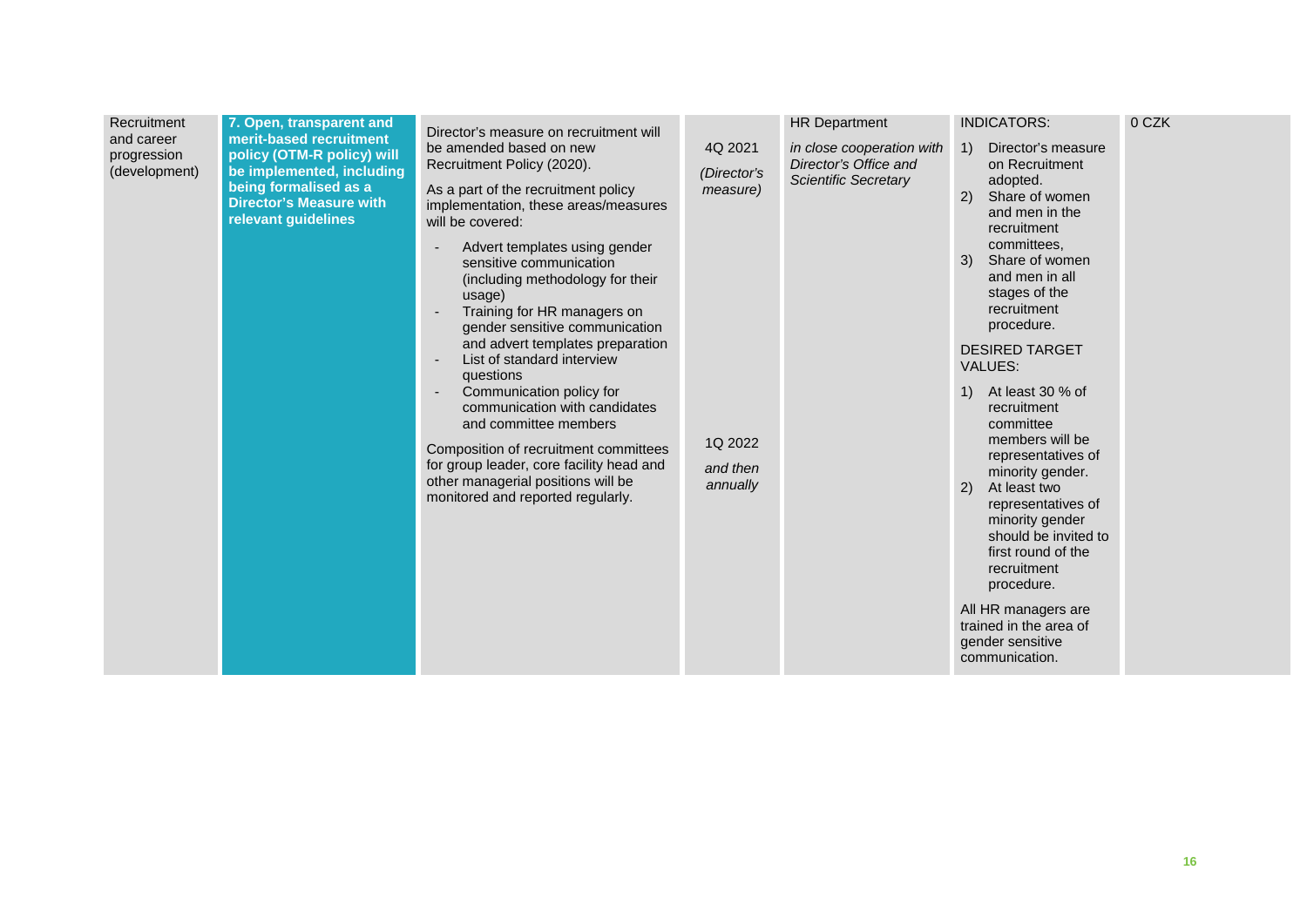| Recruitment and career progression (development) | **7. Open, transparent and merit-based recruitment policy (OTM-R policy) will be implemented, including being formalised as a Director's Measure with relevant guidelines** | Director's measure on recruitment will be amended based on new Recruitment Policy (2020).<br><br>As a part of the recruitment policy implementation, these areas/measures will be covered:<br><br>- Advert templates using gender sensitive communication (including methodology for their usage)<br>- Training for HR managers on gender sensitive communication and advert templates preparation<br>- List of standard interview questions<br>- Communication policy for communication with candidates and committee members<br><br>Composition of recruitment committees for group leader, core facility head and other managerial positions will be monitored and reported regularly. | 4Q 2021<br><br>*(Director's measure)*<br><br>1Q 2022<br><br>*and then annually* | HR Department<br><br>*in close cooperation with Director's Office and Scientific Secretary* | INDICATORS:<br><br>1) Director's measure on Recruitment adopted.<br>2) Share of women and men in the recruitment committees,<br>3) Share of women and men in all stages of the recruitment procedure.<br><br>DESIRED TARGET VALUES:<br><br>1) At least 30 % of recruitment committee members will be representatives of minority gender.<br>2) At least two representatives of minority gender should be invited to first round of the recruitment procedure.<br><br>All HR managers are trained in the area of gender sensitive communication. | 0 CZK |
|---|---|---|---|---|---|---|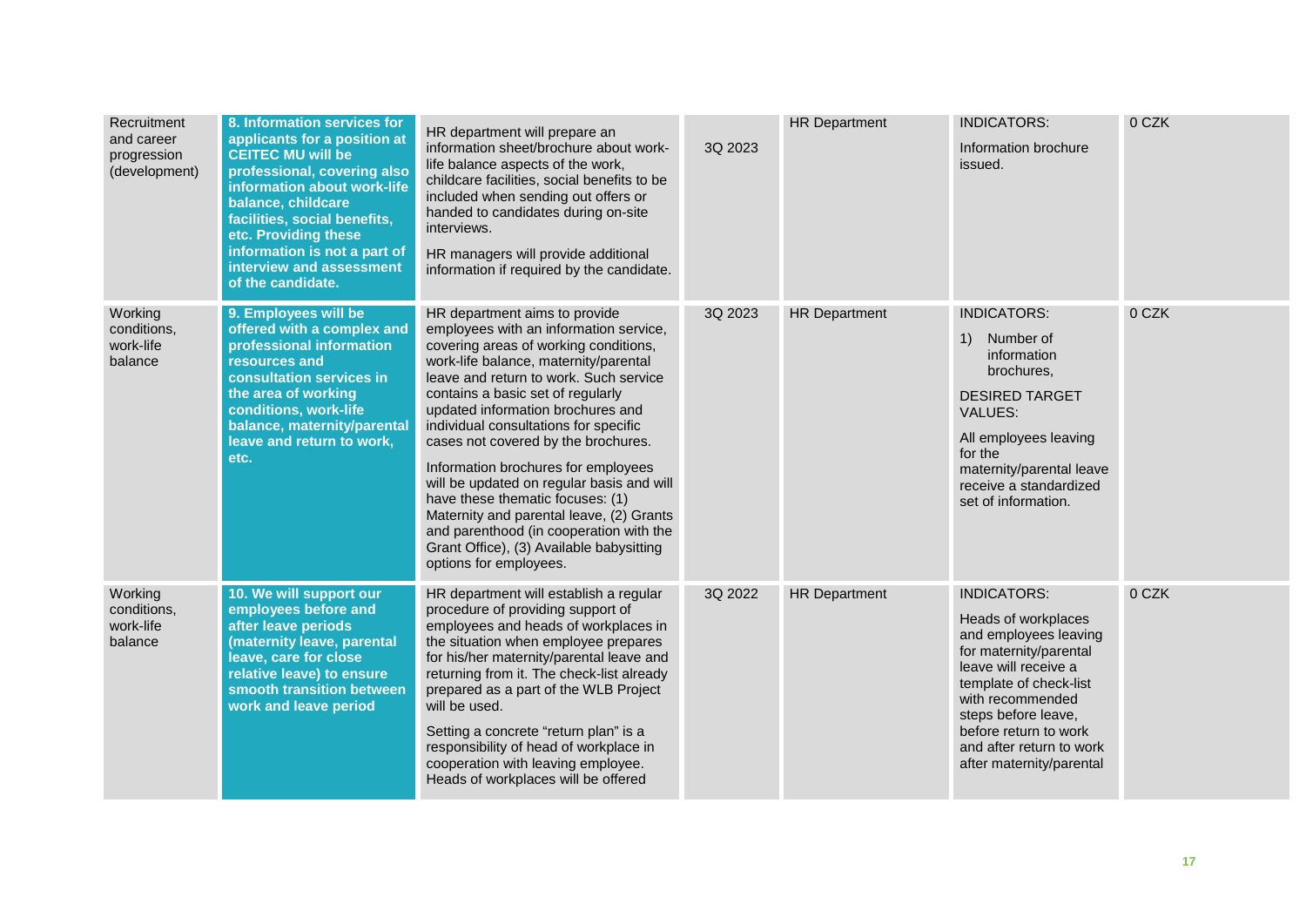| | | | | | | |
|---|---|---|---|---|---|---|
| Recruitment and career progression (development) | **8. Information services for applicants for a position at CEITEC MU will be professional, covering also information about work-life balance, childcare facilities, social benefits, etc. Providing these information is not a part of interview and assessment of the candidate.** | HR department will prepare an information sheet/brochure about work-life balance aspects of the work, childcare facilities, social benefits to be included when sending out offers or handed to candidates during on-site interviews.<br><br>HR managers will provide additional information if required by the candidate. | 3Q 2023 | HR Department | INDICATORS:<br><br>Information brochure issued. | 0 CZK |
| Working conditions, work-life balance | **9. Employees will be offered with a complex and professional information resources and consultation services in the area of working conditions, work-life balance, maternity/parental leave and return to work, etc.** | HR department aims to provide employees with an information service, covering areas of working conditions, work-life balance, maternity/parental leave and return to work. Such service contains a basic set of regularly updated information brochures and individual consultations for specific cases not covered by the brochures.<br><br>Information brochures for employees will be updated on regular basis and will have these thematic focuses: (1) Maternity and parental leave, (2) Grants and parenthood (in cooperation with the Grant Office), (3) Available babysitting options for employees. | 3Q 2023 | HR Department | INDICATORS:<br><br>1) Number of information brochures,<br><br>DESIRED TARGET VALUES:<br><br>All employees leaving for the maternity/parental leave receive a standardized set of information. | 0 CZK |
| Working conditions, work-life balance | **10. We will support our employees before and after leave periods (maternity leave, parental leave, care for close relative leave) to ensure smooth transition between work and leave period** | HR department will establish a regular procedure of providing support of employees and heads of workplaces in the situation when employee prepares for his/her maternity/parental leave and returning from it. The check-list already prepared as a part of the WLB Project will be used.<br><br>Setting a concrete "return plan" is a responsibility of head of workplace in cooperation with leaving employee. Heads of workplaces will be offered | 3Q 2022 | HR Department | INDICATORS:<br><br>Heads of workplaces and employees leaving for maternity/parental leave will receive a template of check-list with recommended steps before leave, before return to work and after return to work after maternity/parental | 0 CZK |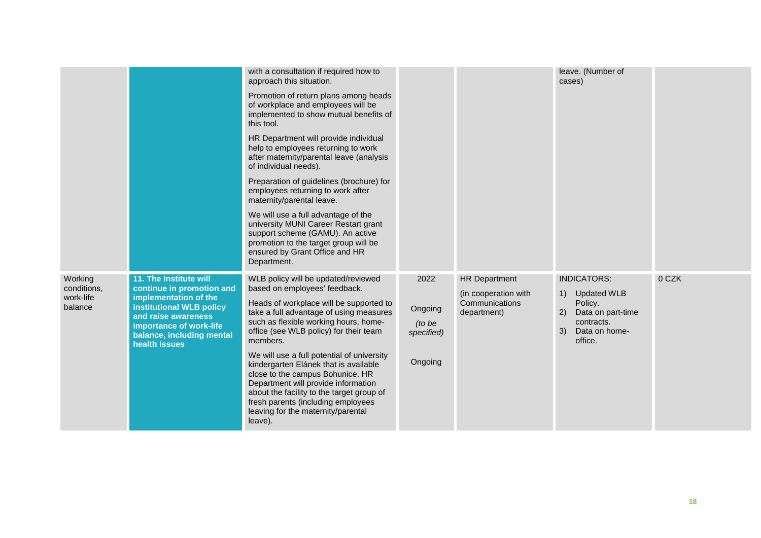| | | | | | | |
|---|---|---|---|---|---|---|
| | | with a consultation if required how to approach this situation.<br><br>Promotion of return plans among heads of workplace and employees will be implemented to show mutual benefits of this tool.<br><br>HR Department will provide individual help to employees returning to work after maternity/parental leave (analysis of individual needs).<br><br>Preparation of guidelines (brochure) for employees returning to work after maternity/parental leave.<br><br>We will use a full advantage of the university MUNI Career Restart grant support scheme (GAMU). An active promotion to the target group will be ensured by Grant Office and HR Department. | | | leave. (Number of cases) | |
| Working conditions, work-life balance | **11. The Institute will continue in promotion and implementation of the institutional WLB policy and raise awareness importance of work-life balance, including mental health issues** | WLB policy will be updated/reviewed based on employees' feedback.<br><br>Heads of workplace will be supported to take a full advantage of using measures such as flexible working hours, home-office (see WLB policy) for their team members.<br><br>We will use a full potential of university kindergarten Elánek that is available close to the campus Bohunice. HR Department will provide information about the facility to the target group of fresh parents (including employees leaving for the maternity/parental leave). | 2022<br><br>Ongoing<br>*(to be specified)*<br><br>Ongoing | HR Department<br>(in cooperation with Communications department) | INDICATORS:<br>1) Updated WLB Policy.<br>2) Data on part-time contracts.<br>3) Data on home-office. | 0 CZK |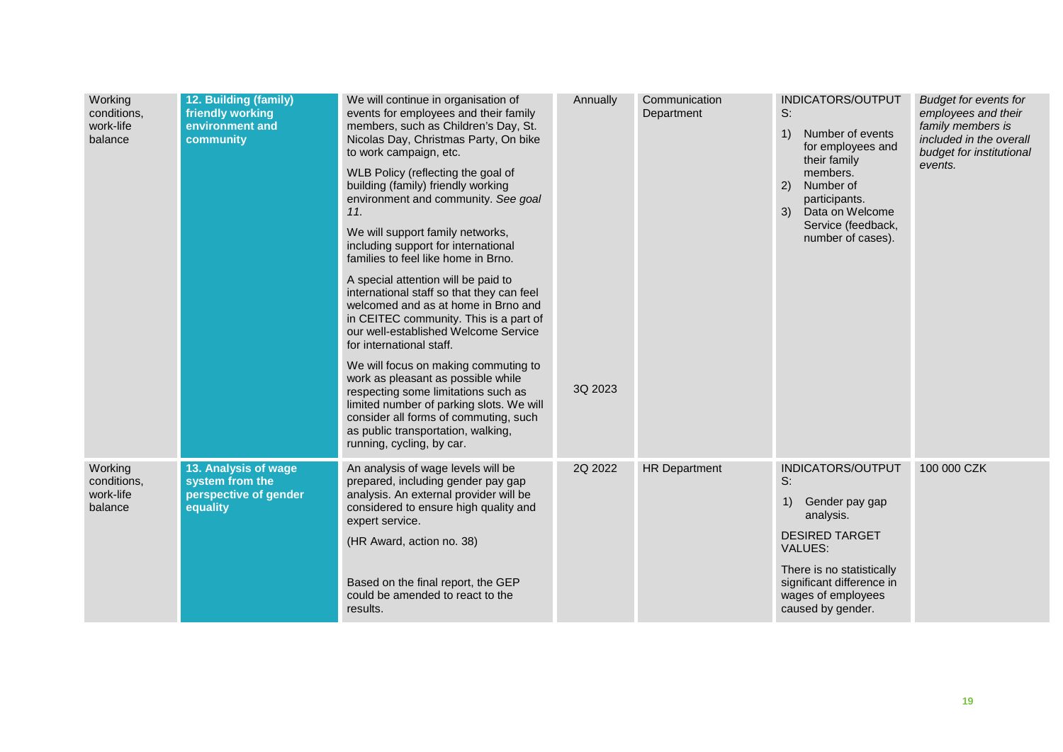| Working conditions, work-life balance | **12. Building (family) friendly working environment and community** | We will continue in organisation of events for employees and their family members, such as Children's Day, St. Nicolas Day, Christmas Party, On bike to work campaign, etc.<br><br>WLB Policy (reflecting the goal of building (family) friendly working environment and community. *See goal 11.*<br><br>We will support family networks, including support for international families to feel like home in Brno.<br><br>A special attention will be paid to international staff so that they can feel welcomed and as at home in Brno and in CEITEC community. This is a part of our well-established Welcome Service for international staff.<br><br>We will focus on making commuting to work as pleasant as possible while respecting some limitations such as limited number of parking slots. We will consider all forms of commuting, such as public transportation, walking, running, cycling, by car. | Annually<br><br><br><br><br><br><br><br><br><br><br><br>3Q 2023 | Communication Department | INDICATORS/OUTPUTS:<br>1) Number of events for employees and their family members.<br>2) Number of participants.<br>3) Data on Welcome Service (feedback, number of cases). | *Budget for events for employees and their family members is included in the overall budget for institutional events.* |
|---|---|---|---|---|---|---|
| Working conditions, work-life balance | **13. Analysis of wage system from the perspective of gender equality** | An analysis of wage levels will be prepared, including gender pay gap analysis. An external provider will be considered to ensure high quality and expert service.<br><br>(HR Award, action no. 38)<br><br>Based on the final report, the GEP could be amended to react to the results. | 2Q 2022 | HR Department | INDICATORS/OUTPUTS:<br>1) Gender pay gap analysis.<br><br>DESIRED TARGET VALUES:<br><br>There is no statistically significant difference in wages of employees caused by gender. | 100 000 CZK |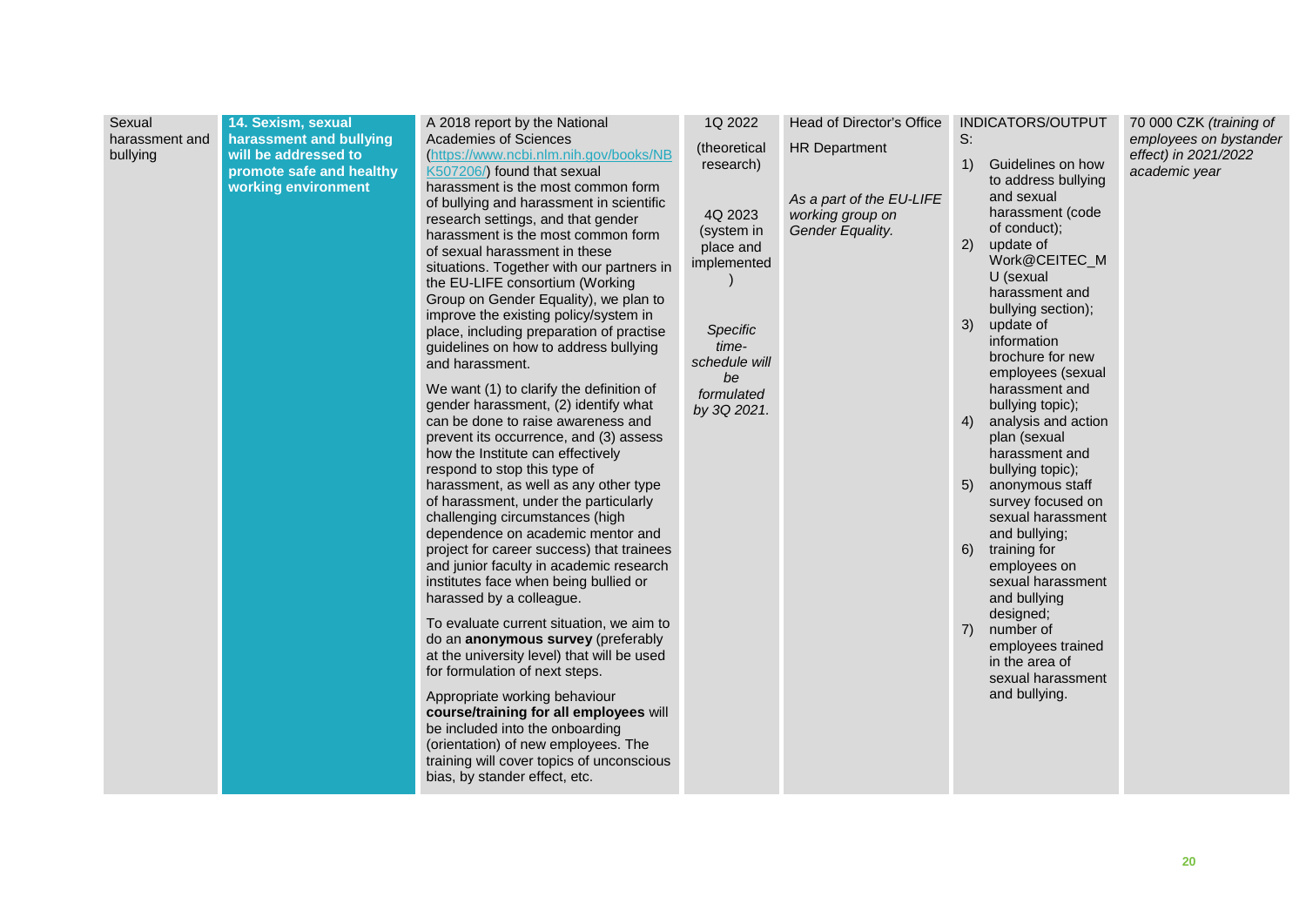| | | | | | | |
|---|---|---|---|---|---|---|
| Sexual harassment and bullying | **14. Sexism, sexual harassment and bullying will be addressed to promote safe and healthy working environment** | A 2018 report by the National Academies of Sciences (https://www.ncbi.nlm.nih.gov/books/NBK507206/) found that sexual harassment is the most common form of bullying and harassment in scientific research settings, and that gender harassment is the most common form of sexual harassment in these situations. Together with our partners in the EU-LIFE consortium (Working Group on Gender Equality), we plan to improve the existing policy/system in place, including preparation of practise guidelines on how to address bullying and harassment.<br><br>We want (1) to clarify the definition of gender harassment, (2) identify what can be done to raise awareness and prevent its occurrence, and (3) assess how the Institute can effectively respond to stop this type of harassment, as well as any other type of harassment, under the particularly challenging circumstances (high dependence on academic mentor and project for career success) that trainees and junior faculty in academic research institutes face when being bullied or harassed by a colleague.<br><br>To evaluate current situation, we aim to do an **anonymous survey** (preferably at the university level) that will be used for formulation of next steps.<br><br>Appropriate working behaviour **course/training for all employees** will be included into the onboarding (orientation) of new employees. The training will cover topics of unconscious bias, by stander effect, etc. | 1Q 2022<br>(theoretical research)<br><br>4Q 2023<br>(system in place and implemented)<br><br>*Specific time-schedule will be formulated by 3Q 2021.* | Head of Director's Office<br>HR Department<br><br>*As a part of the EU-LIFE working group on Gender Equality.* | INDICATORS/OUTPUTS:<br>1) Guidelines on how to address bullying and sexual harassment (code of conduct);<br>2) update of Work@CEITEC_MU (sexual harassment and bullying section);<br>3) update of information brochure for new employees (sexual harassment and bullying topic);<br>4) analysis and action plan (sexual harassment and bullying topic);<br>5) anonymous staff survey focused on sexual harassment and bullying;<br>6) training for employees on sexual harassment and bullying designed;<br>7) number of employees trained in the area of sexual harassment and bullying. | 70 000 CZK *(training of employees on bystander effect) in 2021/2022 academic year* |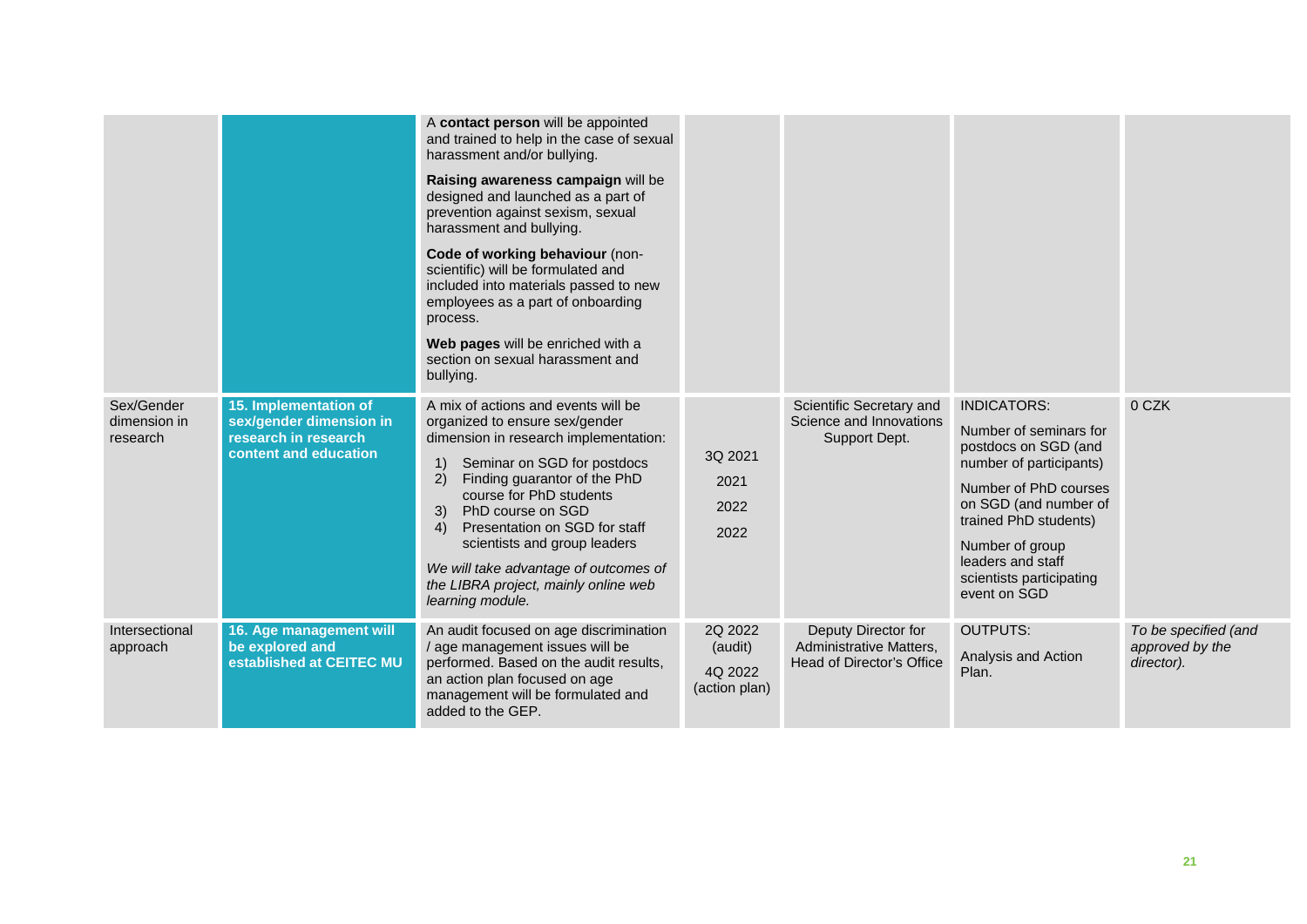| | | | | | | |
|---|---|---|---|---|---|---|
| | | A **contact person** will be appointed and trained to help in the case of sexual harassment and/or bullying.<br><br>**Raising awareness campaign** will be designed and launched as a part of prevention against sexism, sexual harassment and bullying.<br><br>**Code of working behaviour** (non-scientific) will be formulated and included into materials passed to new employees as a part of onboarding process.<br><br>**Web pages** will be enriched with a section on sexual harassment and bullying. | | | | |
| Sex/Gender dimension in research | **15. Implementation of sex/gender dimension in research in research content and education** | A mix of actions and events will be organized to ensure sex/gender dimension in research implementation:<br>1) Seminar on SGD for postdocs<br>2) Finding guarantor of the PhD course for PhD students<br>3) PhD course on SGD<br>4) Presentation on SGD for staff scientists and group leaders<br><br>*We will take advantage of outcomes of the LIBRA project, mainly online web learning module.* | 3Q 2021<br><br>2021<br><br>2022<br><br>2022 | Scientific Secretary and Science and Innovations Support Dept. | INDICATORS:<br><br>Number of seminars for postdocs on SGD (and number of participants)<br><br>Number of PhD courses on SGD (and number of trained PhD students)<br><br>Number of group leaders and staff scientists participating event on SGD | 0 CZK |
| Intersectional approach | **16. Age management will be explored and established at CEITEC MU** | An audit focused on age discrimination / age management issues will be performed. Based on the audit results, an action plan focused on age management will be formulated and added to the GEP. | 2Q 2022 (audit)<br><br>4Q 2022 (action plan) | Deputy Director for Administrative Matters, Head of Director's Office | OUTPUTS:<br><br>Analysis and Action Plan. | *To be specified (and approved by the director).* |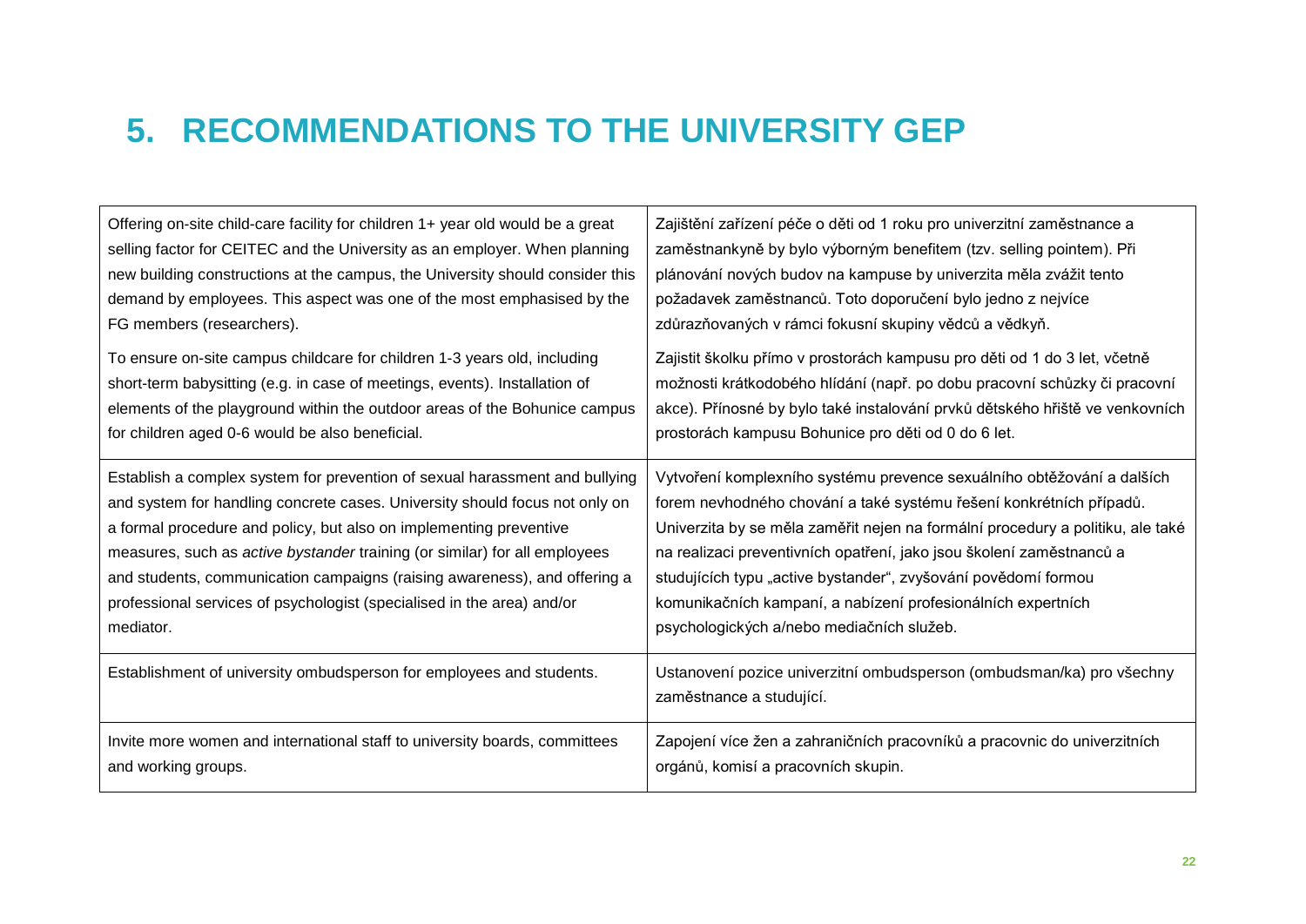# 5. RECOMMENDATIONS TO THE UNIVERSITY GEP

| | |
|---|---|
| Offering on-site child-care facility for children 1+ year old would be a great selling factor for CEITEC and the University as an employer. When planning new building constructions at the campus, the University should consider this demand by employees. This aspect was one of the most emphasised by the FG members (researchers).<br><br>To ensure on-site campus childcare for children 1-3 years old, including short-term babysitting (e.g. in case of meetings, events). Installation of elements of the playground within the outdoor areas of the Bohunice campus for children aged 0-6 would be also beneficial. | Zajištění zařízení péče o děti od 1 roku pro univerzitní zaměstnance a zaměstnankyně by bylo výborným benefitem (tzv. selling pointem). Při plánování nových budov na kampuse by univerzita měla zvážit tento požadavek zaměstnanců. Toto doporučení bylo jedno z nejvíce zdůrazňovaných v rámci fokusní skupiny vědců a vědkyň.<br><br>Zajistit školku přímo v prostorách kampusu pro děti od 1 do 3 let, včetně možnosti krátkodobého hlídání (např. po dobu pracovní schůzky či pracovní akce). Přínosné by bylo také instalování prvků dětského hřiště ve venkovních prostorách kampusu Bohunice pro děti od 0 do 6 let. |
| Establish a complex system for prevention of sexual harassment and bullying and system for handling concrete cases. University should focus not only on a formal procedure and policy, but also on implementing preventive measures, such as *active bystander* training (or similar) for all employees and students, communication campaigns (raising awareness), and offering a professional services of psychologist (specialised in the area) and/or mediator. | Vytvoření komplexního systému prevence sexuálního obtěžování a dalších forem nevhodného chování a také systému řešení konkrétních případů. Univerzita by se měla zaměřit nejen na formální procedury a politiku, ale také na realizaci preventivních opatření, jako jsou školení zaměstnanců a studujících typu „active bystander“, zvyšování povědomí formou komunikačních kampaní, a nabízení profesionálních expertních psychologických a/nebo mediačních služeb. |
| Establishment of university ombudsperson for employees and students. | Ustanovení pozice univerzitní ombudsperson (ombudsman/ka) pro všechny zaměstnance a studující. |
| Invite more women and international staff to university boards, committees and working groups. | Zapojení více žen a zahraničních pracovníků a pracovnic do univerzitních orgánů, komisí a pracovních skupin. |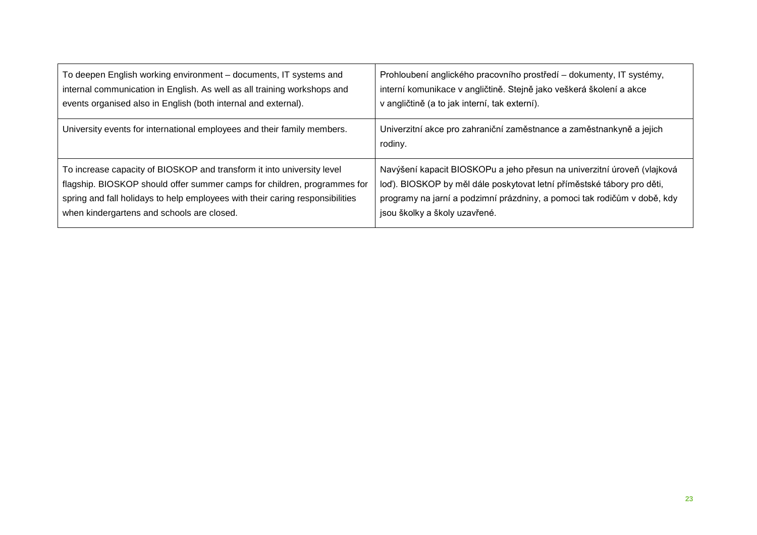| | |
|---|---|
| To deepen English working environment – documents, IT systems and internal communication in English. As well as all training workshops and events organised also in English (both internal and external). | Prohloubení anglického pracovního prostředí – dokumenty, IT systémy, interní komunikace v angličtině. Stejně jako veškerá školení a akce v angličtině (a to jak interní, tak externí). |
| University events for international employees and their family members. | Univerzitní akce pro zahraniční zaměstnance a zaměstnankyně a jejich rodiny. |
| To increase capacity of BIOSKOP and transform it into university level flagship. BIOSKOP should offer summer camps for children, programmes for spring and fall holidays to help employees with their caring responsibilities when kindergartens and schools are closed. | Navýšení kapacit BIOSKOPu a jeho přesun na univerzitní úroveň (vlajková loď). BIOSKOP by měl dále poskytovat letní příměstské tábory pro děti, programy na jarní a podzimní prázdniny, a pomoci tak rodičům v době, kdy jsou školky a školy uzavřené. |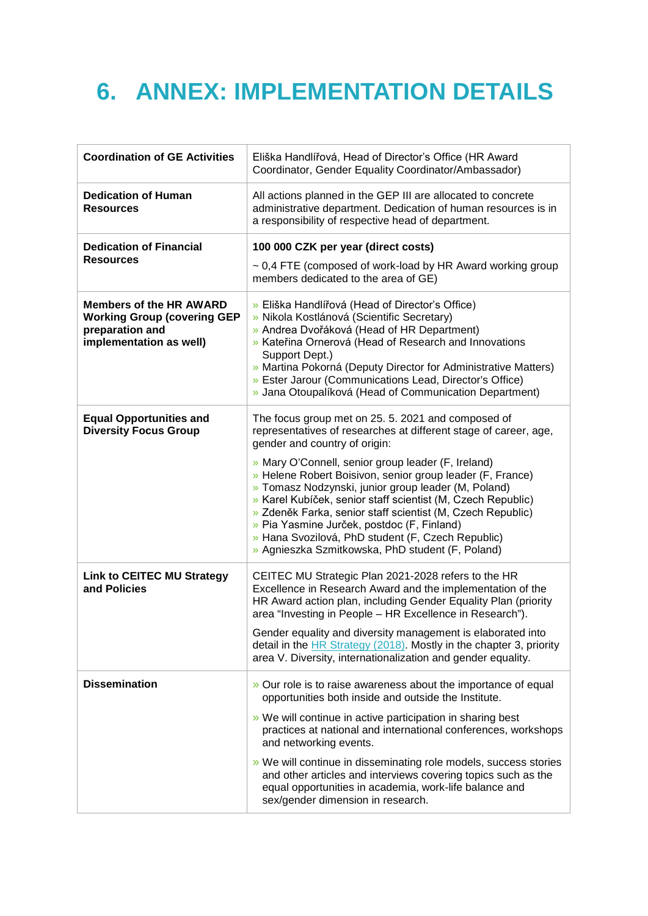# 6. ANNEX: IMPLEMENTATION DETAILS

| | |
|---|---|
| **Coordination of GE Activities** | Eliška Handlířová, Head of Director's Office (HR Award Coordinator, Gender Equality Coordinator/Ambassador) |
| **Dedication of Human Resources** | All actions planned in the GEP III are allocated to concrete administrative department. Dedication of human resources is in a responsibility of respective head of department. |
| **Dedication of Financial Resources** | **100 000 CZK per year (direct costs)**<br><br>~ 0,4 FTE (composed of work-load by HR Award working group members dedicated to the area of GE) |
| **Members of the HR AWARD Working Group (covering GEP preparation and implementation as well)** | » Eliška Handlířová (Head of Director's Office)<br>» Nikola Kostlánová (Scientific Secretary)<br>» Andrea Dvořáková (Head of HR Department)<br>» Kateřina Ornerová (Head of Research and Innovations Support Dept.)<br>» Martina Pokorná (Deputy Director for Administrative Matters)<br>» Ester Jarour (Communications Lead, Director's Office)<br>» Jana Otoupalíková (Head of Communication Department) |
| **Equal Opportunities and Diversity Focus Group** | The focus group met on 25. 5. 2021 and composed of representatives of researches at different stage of career, age, gender and country of origin:<br><br>» Mary O'Connell, senior group leader (F, Ireland)<br>» Helene Robert Boisivon, senior group leader (F, France)<br>» Tomasz Nodzynski, junior group leader (M, Poland)<br>» Karel Kubíček, senior staff scientist (M, Czech Republic)<br>» Zdeněk Farka, senior staff scientist (M, Czech Republic)<br>» Pia Yasmine Jurček, postdoc (F, Finland)<br>» Hana Svozilová, PhD student (F, Czech Republic)<br>» Agnieszka Szmitkowska, PhD student (F, Poland) |
| **Link to CEITEC MU Strategy and Policies** | CEITEC MU Strategic Plan 2021-2028 refers to the HR Excellence in Research Award and the implementation of the HR Award action plan, including Gender Equality Plan (priority area "Investing in People – HR Excellence in Research").<br><br>Gender equality and diversity management is elaborated into detail in the HR Strategy (2018). Mostly in the chapter 3, priority area V. Diversity, internationalization and gender equality. |
| **Dissemination** | » Our role is to raise awareness about the importance of equal opportunities both inside and outside the Institute.<br><br>» We will continue in active participation in sharing best practices at national and international conferences, workshops and networking events.<br><br>» We will continue in disseminating role models, success stories and other articles and interviews covering topics such as the equal opportunities in academia, work-life balance and sex/gender dimension in research. |